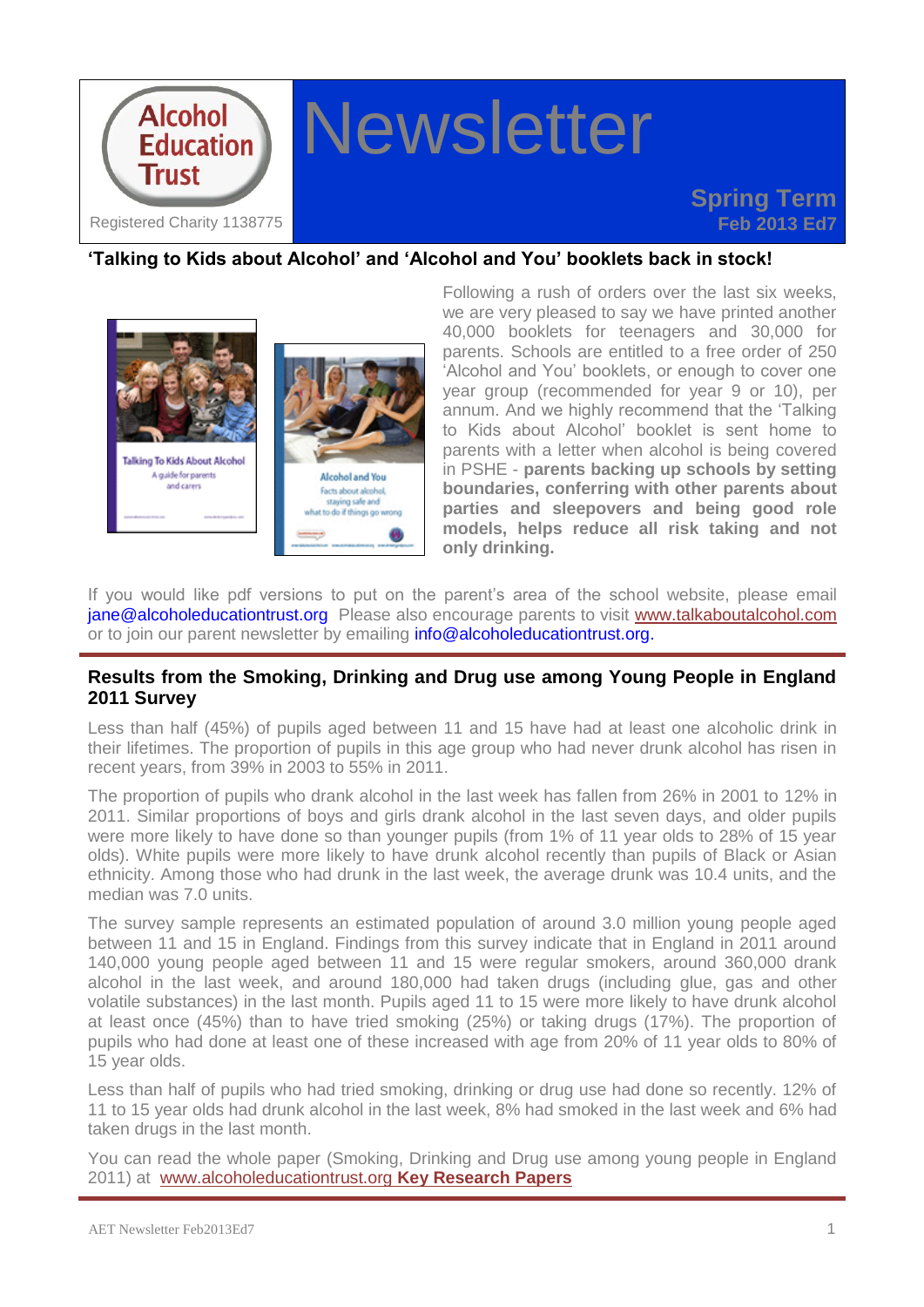Alcohol Education Trust

Registered Charity 1138775

# Newsletter

**Spring Term**
**Feb 2013 Ed7**

## 'Talking to Kids about Alcohol' and 'Alcohol and You' booklets back in stock!

Following a rush of orders over the last six weeks, we are very pleased to say we have printed another 40,000 booklets for teenagers and 30,000 for parents. Schools are entitled to a free order of 250 'Alcohol and You' booklets, or enough to cover one year group (recommended for year 9 or 10), per annum. And we highly recommend that the 'Talking to Kids about Alcohol' booklet is sent home to parents with a letter when alcohol is being covered in PSHE - **parents backing up schools by setting boundaries, conferring with other parents about parties and sleepovers and being good role models, helps reduce all risk taking and not only drinking.**

If you would like pdf versions to put on the parent's area of the school website, please email jane@alcoholeducationtrust.org Please also encourage parents to visit www.talkaboutalcohol.com or to join our parent newsletter by emailing info@alcoholeducationtrust.org.

## Results from the Smoking, Drinking and Drug use among Young People in England 2011 Survey

Less than half (45%) of pupils aged between 11 and 15 have had at least one alcoholic drink in their lifetimes. The proportion of pupils in this age group who had never drunk alcohol has risen in recent years, from 39% in 2003 to 55% in 2011.

The proportion of pupils who drank alcohol in the last week has fallen from 26% in 2001 to 12% in 2011. Similar proportions of boys and girls drank alcohol in the last seven days, and older pupils were more likely to have done so than younger pupils (from 1% of 11 year olds to 28% of 15 year olds). White pupils were more likely to have drunk alcohol recently than pupils of Black or Asian ethnicity. Among those who had drunk in the last week, the average drunk was 10.4 units, and the median was 7.0 units.

The survey sample represents an estimated population of around 3.0 million young people aged between 11 and 15 in England. Findings from this survey indicate that in England in 2011 around 140,000 young people aged between 11 and 15 were regular smokers, around 360,000 drank alcohol in the last week, and around 180,000 had taken drugs (including glue, gas and other volatile substances) in the last month. Pupils aged 11 to 15 were more likely to have drunk alcohol at least once (45%) than to have tried smoking (25%) or taking drugs (17%). The proportion of pupils who had done at least one of these increased with age from 20% of 11 year olds to 80% of 15 year olds.

Less than half of pupils who had tried smoking, drinking or drug use had done so recently. 12% of 11 to 15 year olds had drunk alcohol in the last week, 8% had smoked in the last week and 6% had taken drugs in the last month.

You can read the whole paper (Smoking, Drinking and Drug use among young people in England 2011) at www.alcoholeducationtrust.org **Key Research Papers**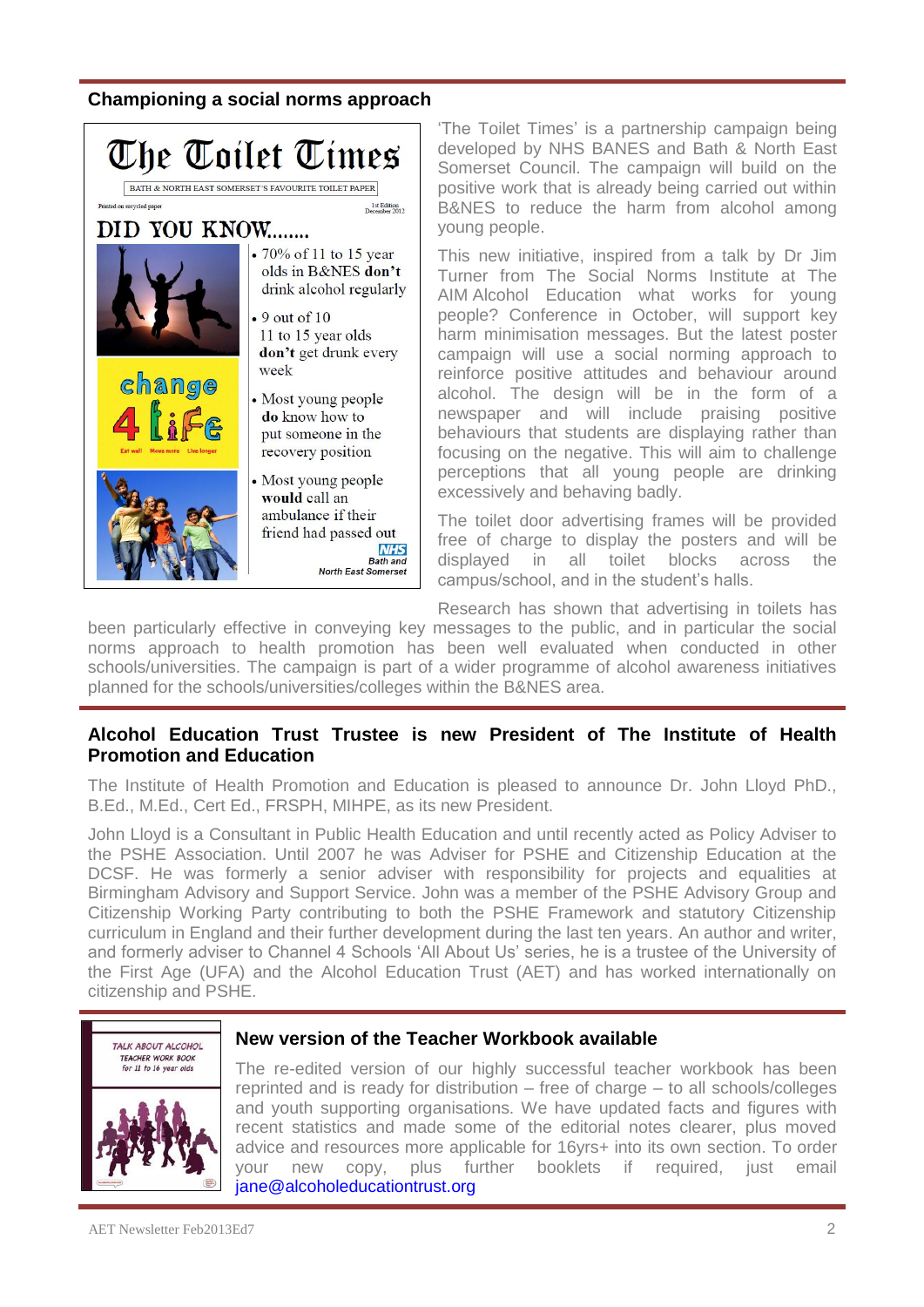## Championing a social norms approach

**The Toilet Times**

BATH & NORTH EAST SOMERSET'S FAVOURITE TOILET PAPER

Printed on recycled paper — 1st Edition December 2012

**DID YOU KNOW........**

- 70% of 11 to 15 year olds in B&NES **don't** drink alcohol regularly
- 9 out of 10 11 to 15 year olds **don't** get drunk every week
- Most young people **do** know how to put someone in the recovery position
- Most young people **would** call an ambulance if their friend had passed out

change 4 life — Eat well, Move more, Live longer

NHS Bath and North East Somerset

'The Toilet Times' is a partnership campaign being developed by NHS BANES and Bath & North East Somerset Council. The campaign will build on the positive work that is already being carried out within B&NES to reduce the harm from alcohol among young people.

This new initiative, inspired from a talk by Dr Jim Turner from The Social Norms Institute at The AIM Alcohol Education what works for young people? Conference in October, will support key harm minimisation messages. But the latest poster campaign will use a social norming approach to reinforce positive attitudes and behaviour around alcohol. The design will be in the form of a newspaper and will include praising positive behaviours that students are displaying rather than focusing on the negative. This will aim to challenge perceptions that all young people are drinking excessively and behaving badly.

The toilet door advertising frames will be provided free of charge to display the posters and will be displayed in all toilet blocks across the campus/school, and in the student's halls.

Research has shown that advertising in toilets has been particularly effective in conveying key messages to the public, and in particular the social norms approach to health promotion has been well evaluated when conducted in other schools/universities. The campaign is part of a wider programme of alcohol awareness initiatives planned for the schools/universities/colleges within the B&NES area.

## Alcohol Education Trust Trustee is new President of The Institute of Health Promotion and Education

The Institute of Health Promotion and Education is pleased to announce Dr. John Lloyd PhD., B.Ed., M.Ed., Cert Ed., FRSPH, MIHPE, as its new President.

John Lloyd is a Consultant in Public Health Education and until recently acted as Policy Adviser to the PSHE Association. Until 2007 he was Adviser for PSHE and Citizenship Education at the DCSF. He was formerly a senior adviser with responsibility for projects and equalities at Birmingham Advisory and Support Service. John was a member of the PSHE Advisory Group and Citizenship Working Party contributing to both the PSHE Framework and statutory Citizenship curriculum in England and their further development during the last ten years. An author and writer, and formerly adviser to Channel 4 Schools 'All About Us' series, he is a trustee of the University of the First Age (UFA) and the Alcohol Education Trust (AET) and has worked internationally on citizenship and PSHE.

## New version of the Teacher Workbook available

TALK ABOUT ALCOHOL TEACHER WORK BOOK for 11 to 16 year olds

The re-edited version of our highly successful teacher workbook has been reprinted and is ready for distribution – free of charge – to all schools/colleges and youth supporting organisations. We have updated facts and figures with recent statistics and made some of the editorial notes clearer, plus moved advice and resources more applicable for 16yrs+ into its own section. To order your new copy, plus further booklets if required, just email jane@alcoholeducationtrust.org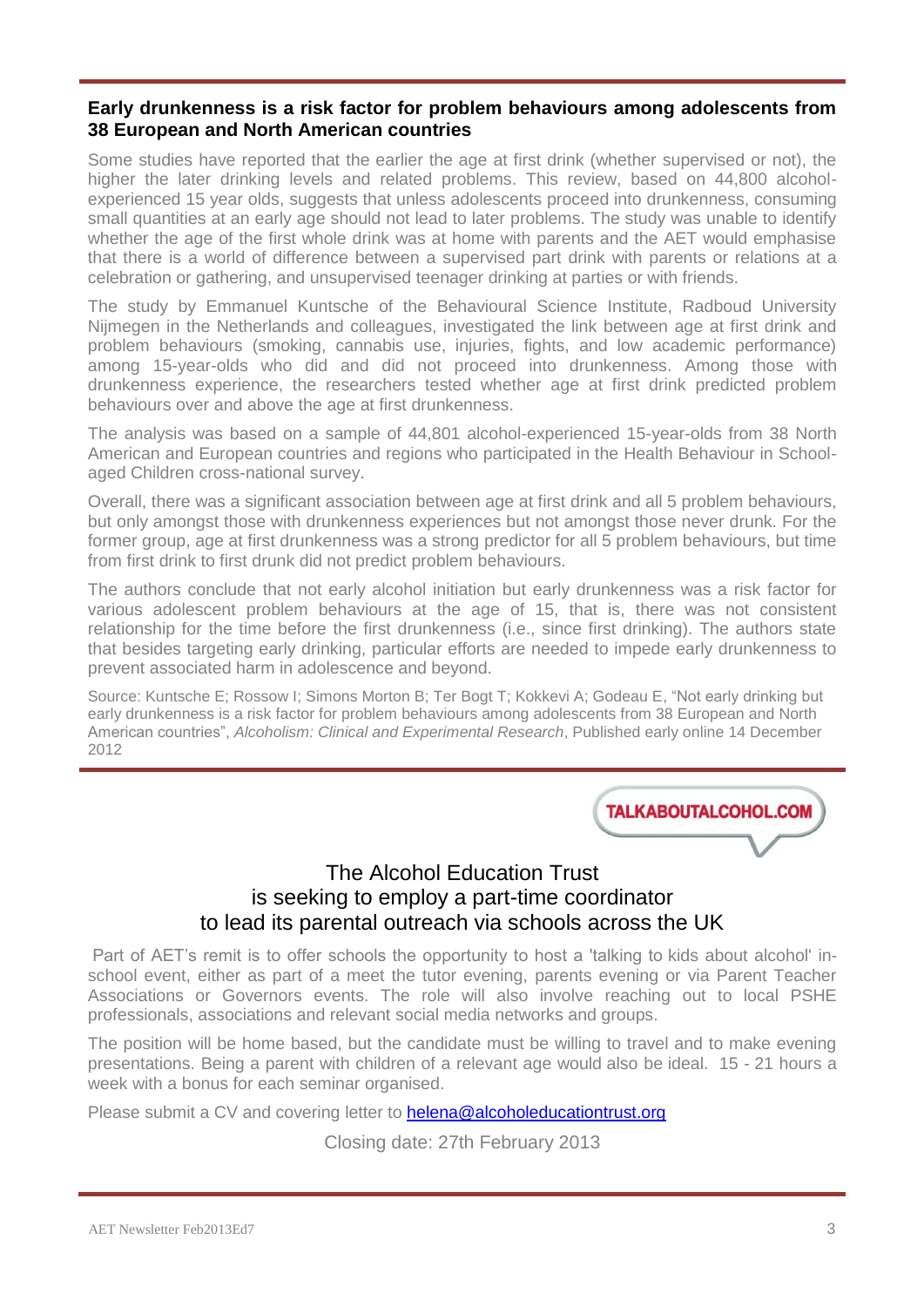## Early drunkenness is a risk factor for problem behaviours among adolescents from 38 European and North American countries

Some studies have reported that the earlier the age at first drink (whether supervised or not), the higher the later drinking levels and related problems. This review, based on 44,800 alcohol-experienced 15 year olds, suggests that unless adolescents proceed into drunkenness, consuming small quantities at an early age should not lead to later problems. The study was unable to identify whether the age of the first whole drink was at home with parents and the AET would emphasise that there is a world of difference between a supervised part drink with parents or relations at a celebration or gathering, and unsupervised teenager drinking at parties or with friends.

The study by Emmanuel Kuntsche of the Behavioural Science Institute, Radboud University Nijmegen in the Netherlands and colleagues, investigated the link between age at first drink and problem behaviours (smoking, cannabis use, injuries, fights, and low academic performance) among 15-year-olds who did and did not proceed into drunkenness. Among those with drunkenness experience, the researchers tested whether age at first drink predicted problem behaviours over and above the age at first drunkenness.

The analysis was based on a sample of 44,801 alcohol-experienced 15-year-olds from 38 North American and European countries and regions who participated in the Health Behaviour in School-aged Children cross-national survey.

Overall, there was a significant association between age at first drink and all 5 problem behaviours, but only amongst those with drunkenness experiences but not amongst those never drunk. For the former group, age at first drunkenness was a strong predictor for all 5 problem behaviours, but time from first drink to first drunk did not predict problem behaviours.

The authors conclude that not early alcohol initiation but early drunkenness was a risk factor for various adolescent problem behaviours at the age of 15, that is, there was not consistent relationship for the time before the first drunkenness (i.e., since first drinking). The authors state that besides targeting early drinking, particular efforts are needed to impede early drunkenness to prevent associated harm in adolescence and beyond.

Source: Kuntsche E; Rossow I; Simons Morton B; Ter Bogt T; Kokkevi A; Godeau E, "Not early drinking but early drunkenness is a risk factor for problem behaviours among adolescents from 38 European and North American countries", *Alcoholism: Clinical and Experimental Research*, Published early online 14 December 2012

TALKABOUTALCOHOL.COM

## The Alcohol Education Trust is seeking to employ a part-time coordinator to lead its parental outreach via schools across the UK

Part of AET's remit is to offer schools the opportunity to host a 'talking to kids about alcohol' in-school event, either as part of a meet the tutor evening, parents evening or via Parent Teacher Associations or Governors events. The role will also involve reaching out to local PSHE professionals, associations and relevant social media networks and groups.

The position will be home based, but the candidate must be willing to travel and to make evening presentations. Being a parent with children of a relevant age would also be ideal. 15 - 21 hours a week with a bonus for each seminar organised.

Please submit a CV and covering letter to helena@alcoholeducationtrust.org

Closing date: 27th February 2013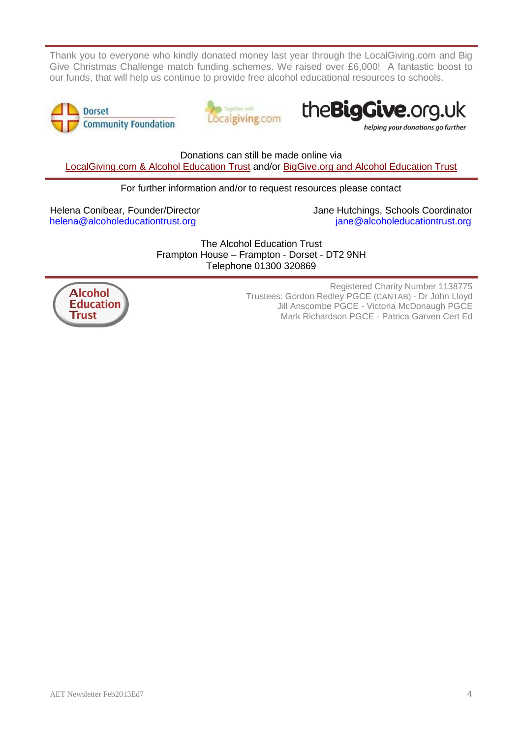Thank you to everyone who kindly donated money last year through the LocalGiving.com and Big Give Christmas Challenge match funding schemes. We raised over £6,000! A fantastic boost to our funds, that will help us continue to provide free alcohol educational resources to schools.

Donations can still be made online via
LocalGiving.com & Alcohol Education Trust and/or BigGive.org and Alcohol Education Trust

For further information and/or to request resources please contact

Helena Conibear, Founder/Director
helena@alcoholeducationtrust.org

Jane Hutchings, Schools Coordinator
jane@alcoholeducationtrust.org

The Alcohol Education Trust
Frampton House – Frampton - Dorset - DT2 9NH
Telephone 01300 320869

Registered Charity Number 1138775
Trustees: Gordon Redley PGCE (CANTAB) - Dr John Lloyd
Jill Anscombe PGCE - Victoria McDonaugh PGCE
Mark Richardson PGCE - Patrica Garven Cert Ed